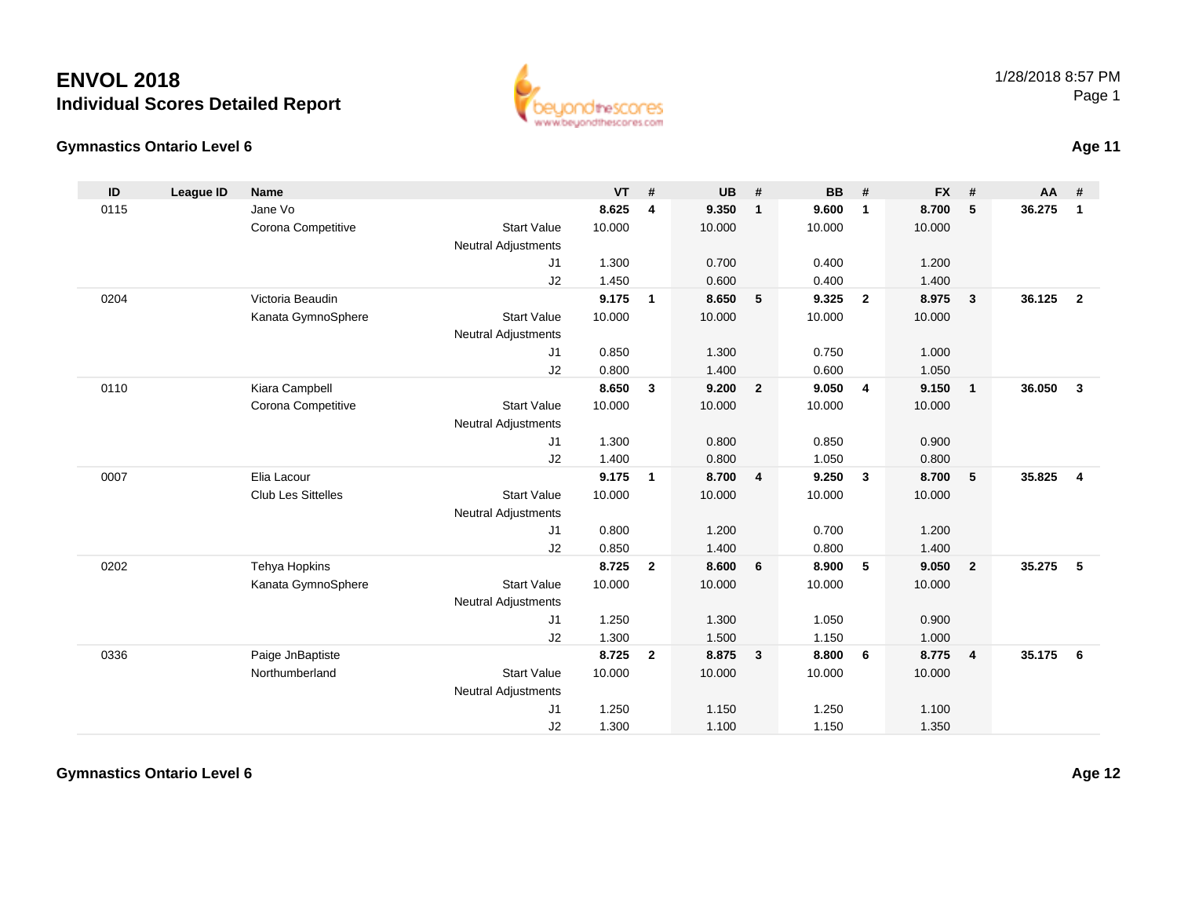# ENVOL 2018

## Individual Scores Detailed Report

1/28/2018 8:57 PM

### Gymnastics Ontario Level 6

**Age 11**

| ID | League ID | Name | | VT | # | UB | # | BB | # | FX | # | AA | # |
|---|---|---|---|---|---|---|---|---|---|---|---|---|---|
| 0115 | | Jane Vo | | **8.625** | **4** | **9.350** | **1** | **9.600** | **1** | **8.700** | **5** | **36.275** | **1** |
| | | Corona Competitive | Start Value | 10.000 | | 10.000 | | 10.000 | | 10.000 | | | |
| | | | Neutral Adjustments | | | | | | | | | | |
| | | | J1 | 1.300 | | 0.700 | | 0.400 | | 1.200 | | | |
| | | | J2 | 1.450 | | 0.600 | | 0.400 | | 1.400 | | | |
| 0204 | | Victoria Beaudin | | **9.175** | **1** | **8.650** | **5** | **9.325** | **2** | **8.975** | **3** | **36.125** | **2** |
| | | Kanata GymnoSphere | Start Value | 10.000 | | 10.000 | | 10.000 | | 10.000 | | | |
| | | | Neutral Adjustments | | | | | | | | | | |
| | | | J1 | 0.850 | | 1.300 | | 0.750 | | 1.000 | | | |
| | | | J2 | 0.800 | | 1.400 | | 0.600 | | 1.050 | | | |
| 0110 | | Kiara Campbell | | **8.650** | **3** | **9.200** | **2** | **9.050** | **4** | **9.150** | **1** | **36.050** | **3** |
| | | Corona Competitive | Start Value | 10.000 | | 10.000 | | 10.000 | | 10.000 | | | |
| | | | Neutral Adjustments | | | | | | | | | | |
| | | | J1 | 1.300 | | 0.800 | | 0.850 | | 0.900 | | | |
| | | | J2 | 1.400 | | 0.800 | | 1.050 | | 0.800 | | | |
| 0007 | | Elia Lacour | | **9.175** | **1** | **8.700** | **4** | **9.250** | **3** | **8.700** | **5** | **35.825** | **4** |
| | | Club Les Sittelles | Start Value | 10.000 | | 10.000 | | 10.000 | | 10.000 | | | |
| | | | Neutral Adjustments | | | | | | | | | | |
| | | | J1 | 0.800 | | 1.200 | | 0.700 | | 1.200 | | | |
| | | | J2 | 0.850 | | 1.400 | | 0.800 | | 1.400 | | | |
| 0202 | | Tehya Hopkins | | **8.725** | **2** | **8.600** | **6** | **8.900** | **5** | **9.050** | **2** | **35.275** | **5** |
| | | Kanata GymnoSphere | Start Value | 10.000 | | 10.000 | | 10.000 | | 10.000 | | | |
| | | | Neutral Adjustments | | | | | | | | | | |
| | | | J1 | 1.250 | | 1.300 | | 1.050 | | 0.900 | | | |
| | | | J2 | 1.300 | | 1.500 | | 1.150 | | 1.000 | | | |
| 0336 | | Paige JnBaptiste | | **8.725** | **2** | **8.875** | **3** | **8.800** | **6** | **8.775** | **4** | **35.175** | **6** |
| | | Northumberland | Start Value | 10.000 | | 10.000 | | 10.000 | | 10.000 | | | |
| | | | Neutral Adjustments | | | | | | | | | | |
| | | | J1 | 1.250 | | 1.150 | | 1.250 | | 1.100 | | | |
| | | | J2 | 1.300 | | 1.100 | | 1.150 | | 1.350 | | | |

### Gymnastics Ontario Level 6

**Age 12**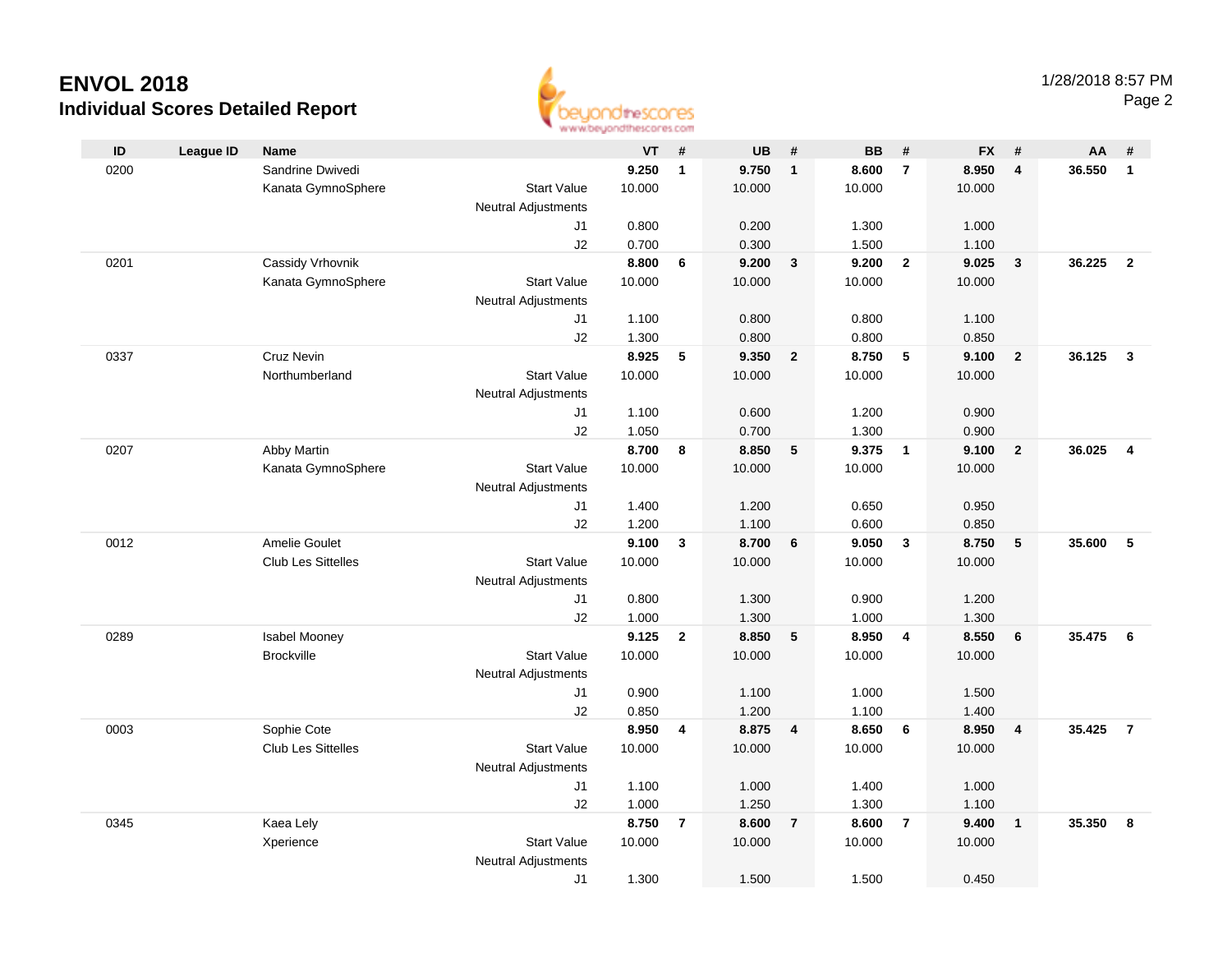# ENVOL 2018

## Individual Scores Detailed Report

1/28/2018 8:57 PM

| ID | League ID | Name | | VT | # | UB | # | BB | # | FX | # | AA | # |
|---|---|---|---|---|---|---|---|---|---|---|---|---|---|
| 0200 | | Sandrine Dwivedi | | **9.250** | **1** | **9.750** | **1** | **8.600** | **7** | **8.950** | **4** | **36.550** | **1** |
| | | Kanata GymnoSphere | Start Value | 10.000 | | 10.000 | | 10.000 | | 10.000 | | | |
| | | | Neutral Adjustments | | | | | | | | | | |
| | | | J1 | 0.800 | | 0.200 | | 1.300 | | 1.000 | | | |
| | | | J2 | 0.700 | | 0.300 | | 1.500 | | 1.100 | | | |
| 0201 | | Cassidy Vrhovnik | | **8.800** | **6** | **9.200** | **3** | **9.200** | **2** | **9.025** | **3** | **36.225** | **2** |
| | | Kanata GymnoSphere | Start Value | 10.000 | | 10.000 | | 10.000 | | 10.000 | | | |
| | | | Neutral Adjustments | | | | | | | | | | |
| | | | J1 | 1.100 | | 0.800 | | 0.800 | | 1.100 | | | |
| | | | J2 | 1.300 | | 0.800 | | 0.800 | | 0.850 | | | |
| 0337 | | Cruz Nevin | | **8.925** | **5** | **9.350** | **2** | **8.750** | **5** | **9.100** | **2** | **36.125** | **3** |
| | | Northumberland | Start Value | 10.000 | | 10.000 | | 10.000 | | 10.000 | | | |
| | | | Neutral Adjustments | | | | | | | | | | |
| | | | J1 | 1.100 | | 0.600 | | 1.200 | | 0.900 | | | |
| | | | J2 | 1.050 | | 0.700 | | 1.300 | | 0.900 | | | |
| 0207 | | Abby Martin | | **8.700** | **8** | **8.850** | **5** | **9.375** | **1** | **9.100** | **2** | **36.025** | **4** |
| | | Kanata GymnoSphere | Start Value | 10.000 | | 10.000 | | 10.000 | | 10.000 | | | |
| | | | Neutral Adjustments | | | | | | | | | | |
| | | | J1 | 1.400 | | 1.200 | | 0.650 | | 0.950 | | | |
| | | | J2 | 1.200 | | 1.100 | | 0.600 | | 0.850 | | | |
| 0012 | | Amelie Goulet | | **9.100** | **3** | **8.700** | **6** | **9.050** | **3** | **8.750** | **5** | **35.600** | **5** |
| | | Club Les Sittelles | Start Value | 10.000 | | 10.000 | | 10.000 | | 10.000 | | | |
| | | | Neutral Adjustments | | | | | | | | | | |
| | | | J1 | 0.800 | | 1.300 | | 0.900 | | 1.200 | | | |
| | | | J2 | 1.000 | | 1.300 | | 1.000 | | 1.300 | | | |
| 0289 | | Isabel Mooney | | **9.125** | **2** | **8.850** | **5** | **8.950** | **4** | **8.550** | **6** | **35.475** | **6** |
| | | Brockville | Start Value | 10.000 | | 10.000 | | 10.000 | | 10.000 | | | |
| | | | Neutral Adjustments | | | | | | | | | | |
| | | | J1 | 0.900 | | 1.100 | | 1.000 | | 1.500 | | | |
| | | | J2 | 0.850 | | 1.200 | | 1.100 | | 1.400 | | | |
| 0003 | | Sophie Cote | | **8.950** | **4** | **8.875** | **4** | **8.650** | **6** | **8.950** | **4** | **35.425** | **7** |
| | | Club Les Sittelles | Start Value | 10.000 | | 10.000 | | 10.000 | | 10.000 | | | |
| | | | Neutral Adjustments | | | | | | | | | | |
| | | | J1 | 1.100 | | 1.000 | | 1.400 | | 1.000 | | | |
| | | | J2 | 1.000 | | 1.250 | | 1.300 | | 1.100 | | | |
| 0345 | | Kaea Lely | | **8.750** | **7** | **8.600** | **7** | **8.600** | **7** | **9.400** | **1** | **35.350** | **8** |
| | | Xperience | Start Value | 10.000 | | 10.000 | | 10.000 | | 10.000 | | | |
| | | | Neutral Adjustments | | | | | | | | | | |
| | | | J1 | 1.300 | | 1.500 | | 1.500 | | 0.450 | | | |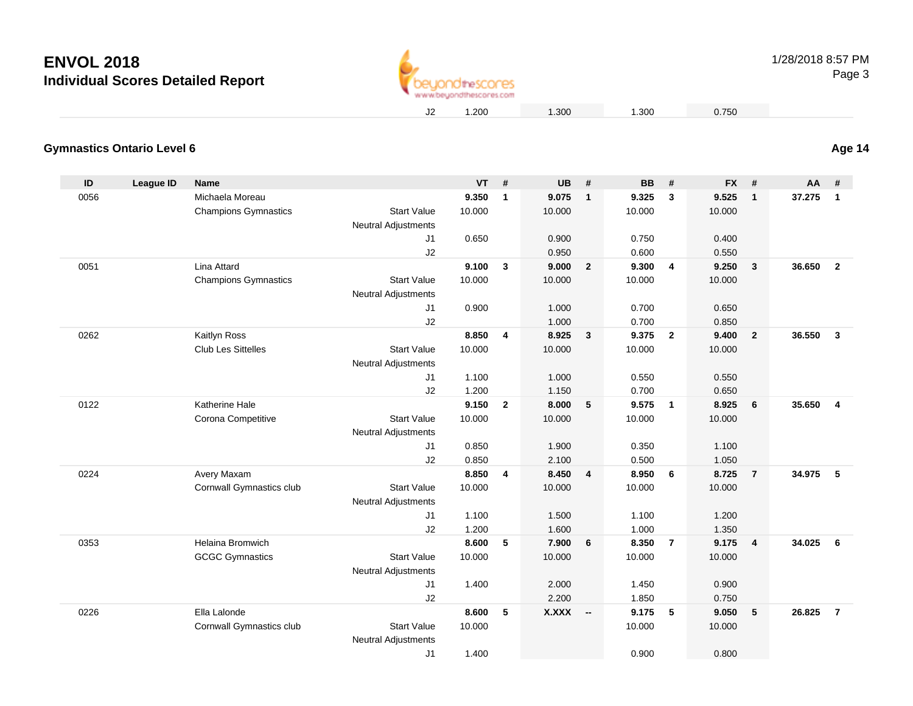# ENVOL 2018

## Individual Scores Detailed Report

1/28/2018 8:57 PM

| | | | | | |
|---|---|---|---|---|---|
| J2 | 1.200 | 1.300 | 1.300 | 0.750 | |

### Gymnastics Ontario Level 6

**Age 14**

| ID | League ID | Name | | VT | # | UB | # | BB | # | FX | # | AA | # |
|---|---|---|---|---|---|---|---|---|---|---|---|---|---|
| 0056 | | Michaela Moreau | | **9.350** | **1** | **9.075** | **1** | **9.325** | **3** | **9.525** | **1** | **37.275** | **1** |
| | | Champions Gymnastics | Start Value | 10.000 | | 10.000 | | 10.000 | | 10.000 | | | |
| | | | Neutral Adjustments | | | | | | | | | | |
| | | | J1 | 0.650 | | 0.900 | | 0.750 | | 0.400 | | | |
| | | | J2 | | | 0.950 | | 0.600 | | 0.550 | | | |
| 0051 | | Lina Attard | | **9.100** | **3** | **9.000** | **2** | **9.300** | **4** | **9.250** | **3** | **36.650** | **2** |
| | | Champions Gymnastics | Start Value | 10.000 | | 10.000 | | 10.000 | | 10.000 | | | |
| | | | Neutral Adjustments | | | | | | | | | | |
| | | | J1 | 0.900 | | 1.000 | | 0.700 | | 0.650 | | | |
| | | | J2 | | | 1.000 | | 0.700 | | 0.850 | | | |
| 0262 | | Kaitlyn Ross | | **8.850** | **4** | **8.925** | **3** | **9.375** | **2** | **9.400** | **2** | **36.550** | **3** |
| | | Club Les Sittelles | Start Value | 10.000 | | 10.000 | | 10.000 | | 10.000 | | | |
| | | | Neutral Adjustments | | | | | | | | | | |
| | | | J1 | 1.100 | | 1.000 | | 0.550 | | 0.550 | | | |
| | | | J2 | 1.200 | | 1.150 | | 0.700 | | 0.650 | | | |
| 0122 | | Katherine Hale | | **9.150** | **2** | **8.000** | **5** | **9.575** | **1** | **8.925** | **6** | **35.650** | **4** |
| | | Corona Competitive | Start Value | 10.000 | | 10.000 | | 10.000 | | 10.000 | | | |
| | | | Neutral Adjustments | | | | | | | | | | |
| | | | J1 | 0.850 | | 1.900 | | 0.350 | | 1.100 | | | |
| | | | J2 | 0.850 | | 2.100 | | 0.500 | | 1.050 | | | |
| 0224 | | Avery Maxam | | **8.850** | **4** | **8.450** | **4** | **8.950** | **6** | **8.725** | **7** | **34.975** | **5** |
| | | Cornwall Gymnastics club | Start Value | 10.000 | | 10.000 | | 10.000 | | 10.000 | | | |
| | | | Neutral Adjustments | | | | | | | | | | |
| | | | J1 | 1.100 | | 1.500 | | 1.100 | | 1.200 | | | |
| | | | J2 | 1.200 | | 1.600 | | 1.000 | | 1.350 | | | |
| 0353 | | Helaina Bromwich | | **8.600** | **5** | **7.900** | **6** | **8.350** | **7** | **9.175** | **4** | **34.025** | **6** |
| | | GCGC Gymnastics | Start Value | 10.000 | | 10.000 | | 10.000 | | 10.000 | | | |
| | | | Neutral Adjustments | | | | | | | | | | |
| | | | J1 | 1.400 | | 2.000 | | 1.450 | | 0.900 | | | |
| | | | J2 | | | 2.200 | | 1.850 | | 0.750 | | | |
| 0226 | | Ella Lalonde | | **8.600** | **5** | **X.XXX** | **--** | **9.175** | **5** | **9.050** | **5** | **26.825** | **7** |
| | | Cornwall Gymnastics club | Start Value | 10.000 | | | | 10.000 | | 10.000 | | | |
| | | | Neutral Adjustments | | | | | | | | | | |
| | | | J1 | 1.400 | | | | 0.900 | | 0.800 | | | |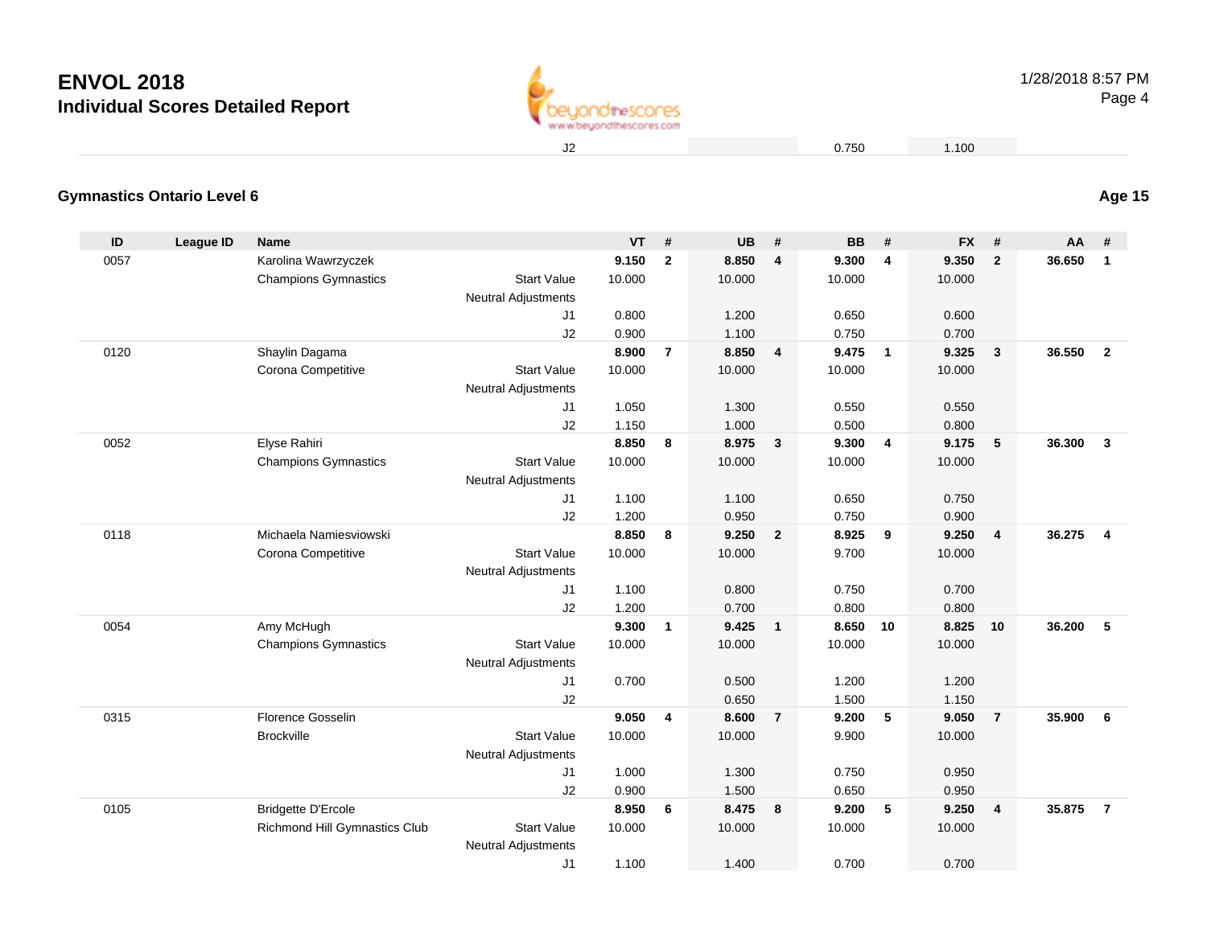| | | | | | | | | | | | | |
|---|---|---|---|---|---|---|---|---|---|---|---|---|
| | | J2 | | | | | 0.750 | | 1.100 | | | |

### Gymnastics Ontario Level 6

**Age 15**

| ID | League ID | Name | | VT | # | UB | # | BB | # | FX | # | AA | # |
|---|---|---|---|---|---|---|---|---|---|---|---|---|---|
| 0057 | | Karolina Wawrzyczek | | **9.150** | **2** | **8.850** | **4** | **9.300** | **4** | **9.350** | **2** | **36.650** | **1** |
| | | Champions Gymnastics | Start Value | 10.000 | | 10.000 | | 10.000 | | 10.000 | | | |
| | | | Neutral Adjustments | | | | | | | | | | |
| | | | J1 | 0.800 | | 1.200 | | 0.650 | | 0.600 | | | |
| | | | J2 | 0.900 | | 1.100 | | 0.750 | | 0.700 | | | |
| 0120 | | Shaylin Dagama | | **8.900** | **7** | **8.850** | **4** | **9.475** | **1** | **9.325** | **3** | **36.550** | **2** |
| | | Corona Competitive | Start Value | 10.000 | | 10.000 | | 10.000 | | 10.000 | | | |
| | | | Neutral Adjustments | | | | | | | | | | |
| | | | J1 | 1.050 | | 1.300 | | 0.550 | | 0.550 | | | |
| | | | J2 | 1.150 | | 1.000 | | 0.500 | | 0.800 | | | |
| 0052 | | Elyse Rahiri | | **8.850** | **8** | **8.975** | **3** | **9.300** | **4** | **9.175** | **5** | **36.300** | **3** |
| | | Champions Gymnastics | Start Value | 10.000 | | 10.000 | | 10.000 | | 10.000 | | | |
| | | | Neutral Adjustments | | | | | | | | | | |
| | | | J1 | 1.100 | | 1.100 | | 0.650 | | 0.750 | | | |
| | | | J2 | 1.200 | | 0.950 | | 0.750 | | 0.900 | | | |
| 0118 | | Michaela Namiesviowski | | **8.850** | **8** | **9.250** | **2** | **8.925** | **9** | **9.250** | **4** | **36.275** | **4** |
| | | Corona Competitive | Start Value | 10.000 | | 10.000 | | 9.700 | | 10.000 | | | |
| | | | Neutral Adjustments | | | | | | | | | | |
| | | | J1 | 1.100 | | 0.800 | | 0.750 | | 0.700 | | | |
| | | | J2 | 1.200 | | 0.700 | | 0.800 | | 0.800 | | | |
| 0054 | | Amy McHugh | | **9.300** | **1** | **9.425** | **1** | **8.650** | **10** | **8.825** | **10** | **36.200** | **5** |
| | | Champions Gymnastics | Start Value | 10.000 | | 10.000 | | 10.000 | | 10.000 | | | |
| | | | Neutral Adjustments | | | | | | | | | | |
| | | | J1 | 0.700 | | 0.500 | | 1.200 | | 1.200 | | | |
| | | | J2 | | | 0.650 | | 1.500 | | 1.150 | | | |
| 0315 | | Florence Gosselin | | **9.050** | **4** | **8.600** | **7** | **9.200** | **5** | **9.050** | **7** | **35.900** | **6** |
| | | Brockville | Start Value | 10.000 | | 10.000 | | 9.900 | | 10.000 | | | |
| | | | Neutral Adjustments | | | | | | | | | | |
| | | | J1 | 1.000 | | 1.300 | | 0.750 | | 0.950 | | | |
| | | | J2 | 0.900 | | 1.500 | | 0.650 | | 0.950 | | | |
| 0105 | | Bridgette D'Ercole | | **8.950** | **6** | **8.475** | **8** | **9.200** | **5** | **9.250** | **4** | **35.875** | **7** |
| | | Richmond Hill Gymnastics Club | Start Value | 10.000 | | 10.000 | | 10.000 | | 10.000 | | | |
| | | | Neutral Adjustments | | | | | | | | | | |
| | | | J1 | 1.100 | | 1.400 | | 0.700 | | 0.700 | | | |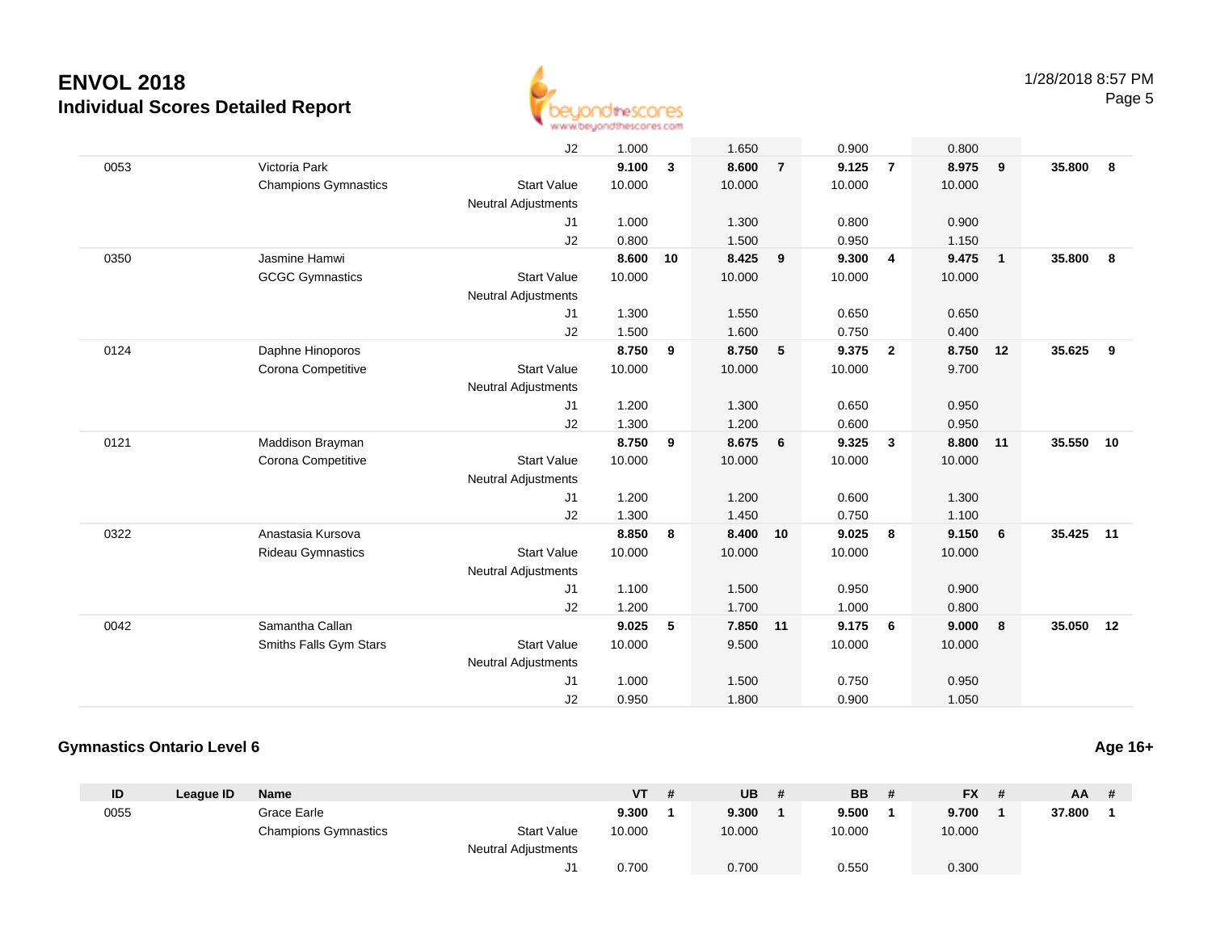# ENVOL 2018
## Individual Scores Detailed Report

| ID | League ID | Name | | VT | # | UB | # | BB | # | FX | # | AA | # |
|---|---|---|---|---|---|---|---|---|---|---|---|---|---|
| | | | J2 | 1.000 | | 1.650 | | 0.900 | | 0.800 | | | |
| 0053 | | Victoria Park | | **9.100** | **3** | **8.600** | **7** | **9.125** | **7** | **8.975** | **9** | **35.800** | **8** |
| | | Champions Gymnastics | Start Value | 10.000 | | 10.000 | | 10.000 | | 10.000 | | | |
| | | | Neutral Adjustments | | | | | | | | | | |
| | | | J1 | 1.000 | | 1.300 | | 0.800 | | 0.900 | | | |
| | | | J2 | 0.800 | | 1.500 | | 0.950 | | 1.150 | | | |
| 0350 | | Jasmine Hamwi | | **8.600** | **10** | **8.425** | **9** | **9.300** | **4** | **9.475** | **1** | **35.800** | **8** |
| | | GCGC Gymnastics | Start Value | 10.000 | | 10.000 | | 10.000 | | 10.000 | | | |
| | | | Neutral Adjustments | | | | | | | | | | |
| | | | J1 | 1.300 | | 1.550 | | 0.650 | | 0.650 | | | |
| | | | J2 | 1.500 | | 1.600 | | 0.750 | | 0.400 | | | |
| 0124 | | Daphne Hinoporos | | **8.750** | **9** | **8.750** | **5** | **9.375** | **2** | **8.750** | **12** | **35.625** | **9** |
| | | Corona Competitive | Start Value | 10.000 | | 10.000 | | 10.000 | | 9.700 | | | |
| | | | Neutral Adjustments | | | | | | | | | | |
| | | | J1 | 1.200 | | 1.300 | | 0.650 | | 0.950 | | | |
| | | | J2 | 1.300 | | 1.200 | | 0.600 | | 0.950 | | | |
| 0121 | | Maddison Brayman | | **8.750** | **9** | **8.675** | **6** | **9.325** | **3** | **8.800** | **11** | **35.550** | **10** |
| | | Corona Competitive | Start Value | 10.000 | | 10.000 | | 10.000 | | 10.000 | | | |
| | | | Neutral Adjustments | | | | | | | | | | |
| | | | J1 | 1.200 | | 1.200 | | 0.600 | | 1.300 | | | |
| | | | J2 | 1.300 | | 1.450 | | 0.750 | | 1.100 | | | |
| 0322 | | Anastasia Kursova | | **8.850** | **8** | **8.400** | **10** | **9.025** | **8** | **9.150** | **6** | **35.425** | **11** |
| | | Rideau Gymnastics | Start Value | 10.000 | | 10.000 | | 10.000 | | 10.000 | | | |
| | | | Neutral Adjustments | | | | | | | | | | |
| | | | J1 | 1.100 | | 1.500 | | 0.950 | | 0.900 | | | |
| | | | J2 | 1.200 | | 1.700 | | 1.000 | | 0.800 | | | |
| 0042 | | Samantha Callan | | **9.025** | **5** | **7.850** | **11** | **9.175** | **6** | **9.000** | **8** | **35.050** | **12** |
| | | Smiths Falls Gym Stars | Start Value | 10.000 | | 9.500 | | 10.000 | | 10.000 | | | |
| | | | Neutral Adjustments | | | | | | | | | | |
| | | | J1 | 1.000 | | 1.500 | | 0.750 | | 0.950 | | | |
| | | | J2 | 0.950 | | 1.800 | | 0.900 | | 1.050 | | | |

### Gymnastics Ontario Level 6

**Age 16+**

| ID | League ID | Name | | VT | # | UB | # | BB | # | FX | # | AA | # |
|---|---|---|---|---|---|---|---|---|---|---|---|---|---|
| 0055 | | Grace Earle | | **9.300** | **1** | **9.300** | **1** | **9.500** | **1** | **9.700** | **1** | **37.800** | **1** |
| | | Champions Gymnastics | Start Value | 10.000 | | 10.000 | | 10.000 | | 10.000 | | | |
| | | | Neutral Adjustments | | | | | | | | | | |
| | | | J1 | 0.700 | | 0.700 | | 0.550 | | 0.300 | | | |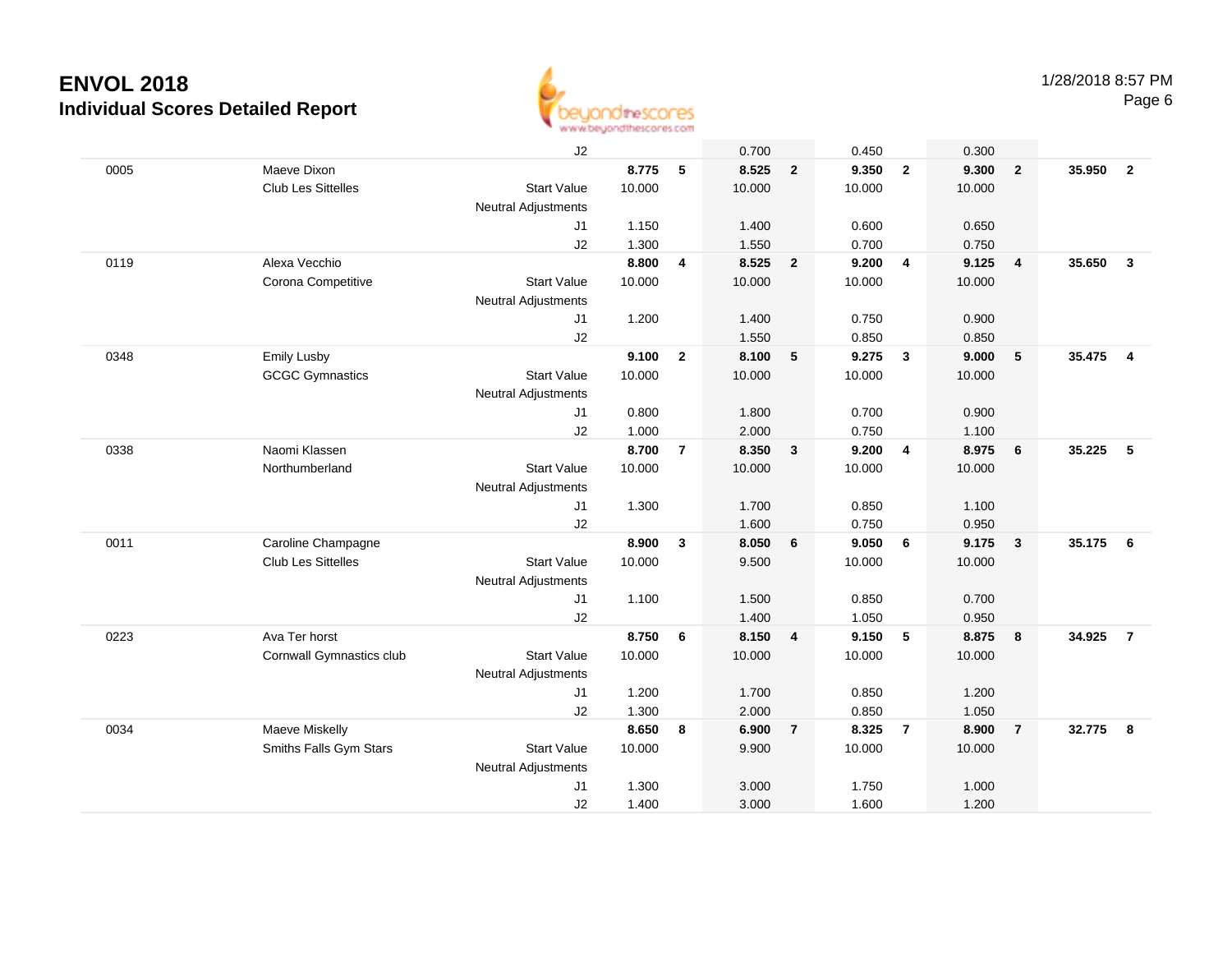# ENVOL 2018

## Individual Scores Detailed Report

1/28/2018 8:57 PM

| | | | | | | | | | | | | |
|---|---|---|---|---|---|---|---|---|---|---|---|---|
| | | J2 | | | 0.700 | | 0.450 | | 0.300 | | | |
| 0005 | Maeve Dixon | | **8.775** | **5** | **8.525** | **2** | **9.350** | **2** | **9.300** | **2** | **35.950** | **2** |
| | Club Les Sittelles | Start Value | 10.000 | | 10.000 | | 10.000 | | 10.000 | | | |
| | | Neutral Adjustments | | | | | | | | | | |
| | | J1 | 1.150 | | 1.400 | | 0.600 | | 0.650 | | | |
| | | J2 | 1.300 | | 1.550 | | 0.700 | | 0.750 | | | |
| 0119 | Alexa Vecchio | | **8.800** | **4** | **8.525** | **2** | **9.200** | **4** | **9.125** | **4** | **35.650** | **3** |
| | Corona Competitive | Start Value | 10.000 | | 10.000 | | 10.000 | | 10.000 | | | |
| | | Neutral Adjustments | | | | | | | | | | |
| | | J1 | 1.200 | | 1.400 | | 0.750 | | 0.900 | | | |
| | | J2 | | | 1.550 | | 0.850 | | 0.850 | | | |
| 0348 | Emily Lusby | | **9.100** | **2** | **8.100** | **5** | **9.275** | **3** | **9.000** | **5** | **35.475** | **4** |
| | GCGC Gymnastics | Start Value | 10.000 | | 10.000 | | 10.000 | | 10.000 | | | |
| | | Neutral Adjustments | | | | | | | | | | |
| | | J1 | 0.800 | | 1.800 | | 0.700 | | 0.900 | | | |
| | | J2 | 1.000 | | 2.000 | | 0.750 | | 1.100 | | | |
| 0338 | Naomi Klassen | | **8.700** | **7** | **8.350** | **3** | **9.200** | **4** | **8.975** | **6** | **35.225** | **5** |
| | Northumberland | Start Value | 10.000 | | 10.000 | | 10.000 | | 10.000 | | | |
| | | Neutral Adjustments | | | | | | | | | | |
| | | J1 | 1.300 | | 1.700 | | 0.850 | | 1.100 | | | |
| | | J2 | | | 1.600 | | 0.750 | | 0.950 | | | |
| 0011 | Caroline Champagne | | **8.900** | **3** | **8.050** | **6** | **9.050** | **6** | **9.175** | **3** | **35.175** | **6** |
| | Club Les Sittelles | Start Value | 10.000 | | 9.500 | | 10.000 | | 10.000 | | | |
| | | Neutral Adjustments | | | | | | | | | | |
| | | J1 | 1.100 | | 1.500 | | 0.850 | | 0.700 | | | |
| | | J2 | | | 1.400 | | 1.050 | | 0.950 | | | |
| 0223 | Ava Ter horst | | **8.750** | **6** | **8.150** | **4** | **9.150** | **5** | **8.875** | **8** | **34.925** | **7** |
| | Cornwall Gymnastics club | Start Value | 10.000 | | 10.000 | | 10.000 | | 10.000 | | | |
| | | Neutral Adjustments | | | | | | | | | | |
| | | J1 | 1.200 | | 1.700 | | 0.850 | | 1.200 | | | |
| | | J2 | 1.300 | | 2.000 | | 0.850 | | 1.050 | | | |
| 0034 | Maeve Miskelly | | **8.650** | **8** | **6.900** | **7** | **8.325** | **7** | **8.900** | **7** | **32.775** | **8** |
| | Smiths Falls Gym Stars | Start Value | 10.000 | | 9.900 | | 10.000 | | 10.000 | | | |
| | | Neutral Adjustments | | | | | | | | | | |
| | | J1 | 1.300 | | 3.000 | | 1.750 | | 1.000 | | | |
| | | J2 | 1.400 | | 3.000 | | 1.600 | | 1.200 | | | |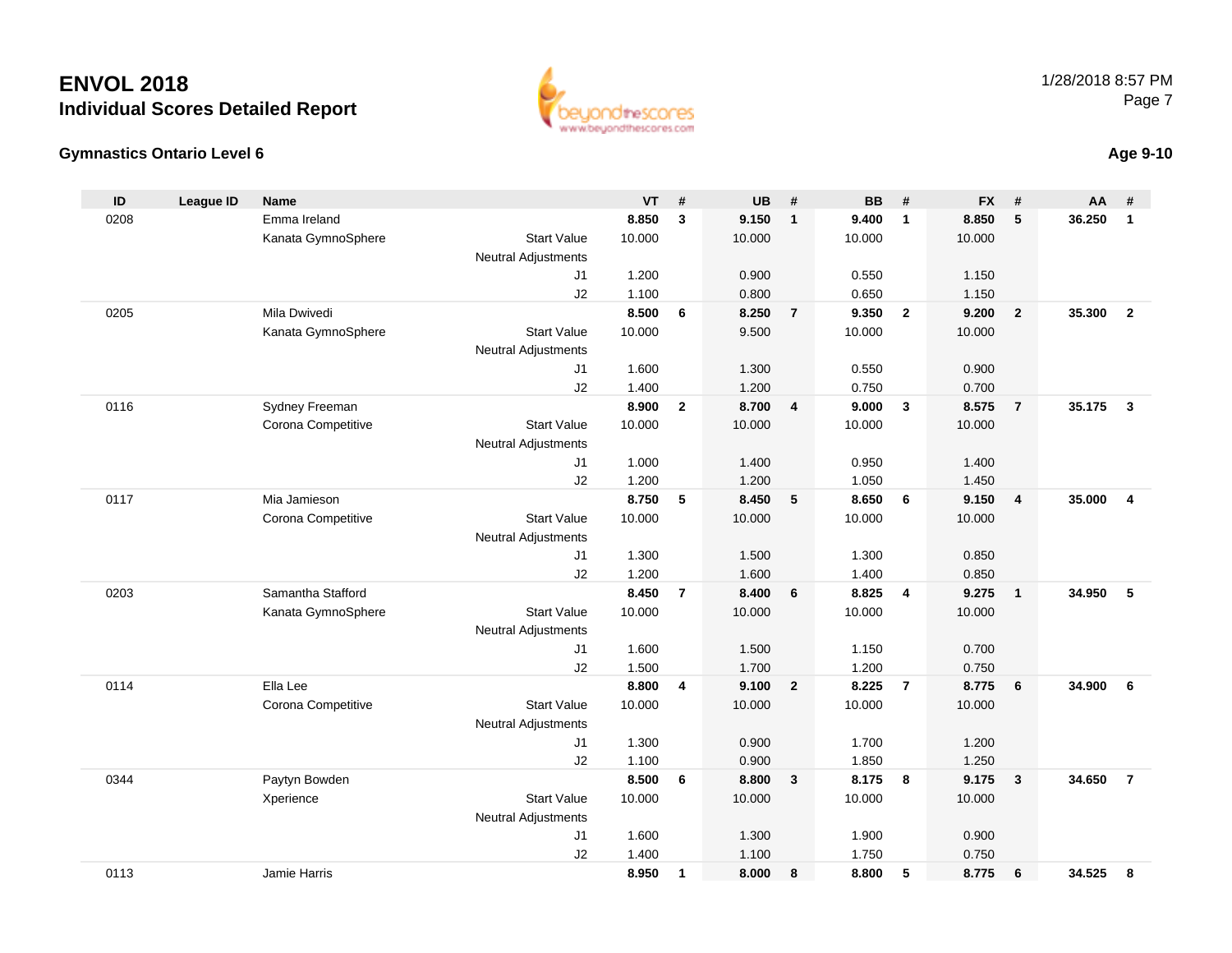# ENVOL 2018

## Individual Scores Detailed Report

1/28/2018 8:57 PM

### Gymnastics Ontario Level 6

**Age 9-10**

| ID | League ID | Name | | VT | # | UB | # | BB | # | FX | # | AA | # |
|---|---|---|---|---|---|---|---|---|---|---|---|---|---|
| 0208 | | Emma Ireland | | **8.850** | **3** | **9.150** | **1** | **9.400** | **1** | **8.850** | **5** | **36.250** | **1** |
| | | Kanata GymnoSphere | Start Value | 10.000 | | 10.000 | | 10.000 | | 10.000 | | | |
| | | | Neutral Adjustments | | | | | | | | | | |
| | | | J1 | 1.200 | | 0.900 | | 0.550 | | 1.150 | | | |
| | | | J2 | 1.100 | | 0.800 | | 0.650 | | 1.150 | | | |
| 0205 | | Mila Dwivedi | | **8.500** | **6** | **8.250** | **7** | **9.350** | **2** | **9.200** | **2** | **35.300** | **2** |
| | | Kanata GymnoSphere | Start Value | 10.000 | | 9.500 | | 10.000 | | 10.000 | | | |
| | | | Neutral Adjustments | | | | | | | | | | |
| | | | J1 | 1.600 | | 1.300 | | 0.550 | | 0.900 | | | |
| | | | J2 | 1.400 | | 1.200 | | 0.750 | | 0.700 | | | |
| 0116 | | Sydney Freeman | | **8.900** | **2** | **8.700** | **4** | **9.000** | **3** | **8.575** | **7** | **35.175** | **3** |
| | | Corona Competitive | Start Value | 10.000 | | 10.000 | | 10.000 | | 10.000 | | | |
| | | | Neutral Adjustments | | | | | | | | | | |
| | | | J1 | 1.000 | | 1.400 | | 0.950 | | 1.400 | | | |
| | | | J2 | 1.200 | | 1.200 | | 1.050 | | 1.450 | | | |
| 0117 | | Mia Jamieson | | **8.750** | **5** | **8.450** | **5** | **8.650** | **6** | **9.150** | **4** | **35.000** | **4** |
| | | Corona Competitive | Start Value | 10.000 | | 10.000 | | 10.000 | | 10.000 | | | |
| | | | Neutral Adjustments | | | | | | | | | | |
| | | | J1 | 1.300 | | 1.500 | | 1.300 | | 0.850 | | | |
| | | | J2 | 1.200 | | 1.600 | | 1.400 | | 0.850 | | | |
| 0203 | | Samantha Stafford | | **8.450** | **7** | **8.400** | **6** | **8.825** | **4** | **9.275** | **1** | **34.950** | **5** |
| | | Kanata GymnoSphere | Start Value | 10.000 | | 10.000 | | 10.000 | | 10.000 | | | |
| | | | Neutral Adjustments | | | | | | | | | | |
| | | | J1 | 1.600 | | 1.500 | | 1.150 | | 0.700 | | | |
| | | | J2 | 1.500 | | 1.700 | | 1.200 | | 0.750 | | | |
| 0114 | | Ella Lee | | **8.800** | **4** | **9.100** | **2** | **8.225** | **7** | **8.775** | **6** | **34.900** | **6** |
| | | Corona Competitive | Start Value | 10.000 | | 10.000 | | 10.000 | | 10.000 | | | |
| | | | Neutral Adjustments | | | | | | | | | | |
| | | | J1 | 1.300 | | 0.900 | | 1.700 | | 1.200 | | | |
| | | | J2 | 1.100 | | 0.900 | | 1.850 | | 1.250 | | | |
| 0344 | | Paytyn Bowden | | **8.500** | **6** | **8.800** | **3** | **8.175** | **8** | **9.175** | **3** | **34.650** | **7** |
| | | Xperience | Start Value | 10.000 | | 10.000 | | 10.000 | | 10.000 | | | |
| | | | Neutral Adjustments | | | | | | | | | | |
| | | | J1 | 1.600 | | 1.300 | | 1.900 | | 0.900 | | | |
| | | | J2 | 1.400 | | 1.100 | | 1.750 | | 0.750 | | | |
| 0113 | | Jamie Harris | | **8.950** | **1** | **8.000** | **8** | **8.800** | **5** | **8.775** | **6** | **34.525** | **8** |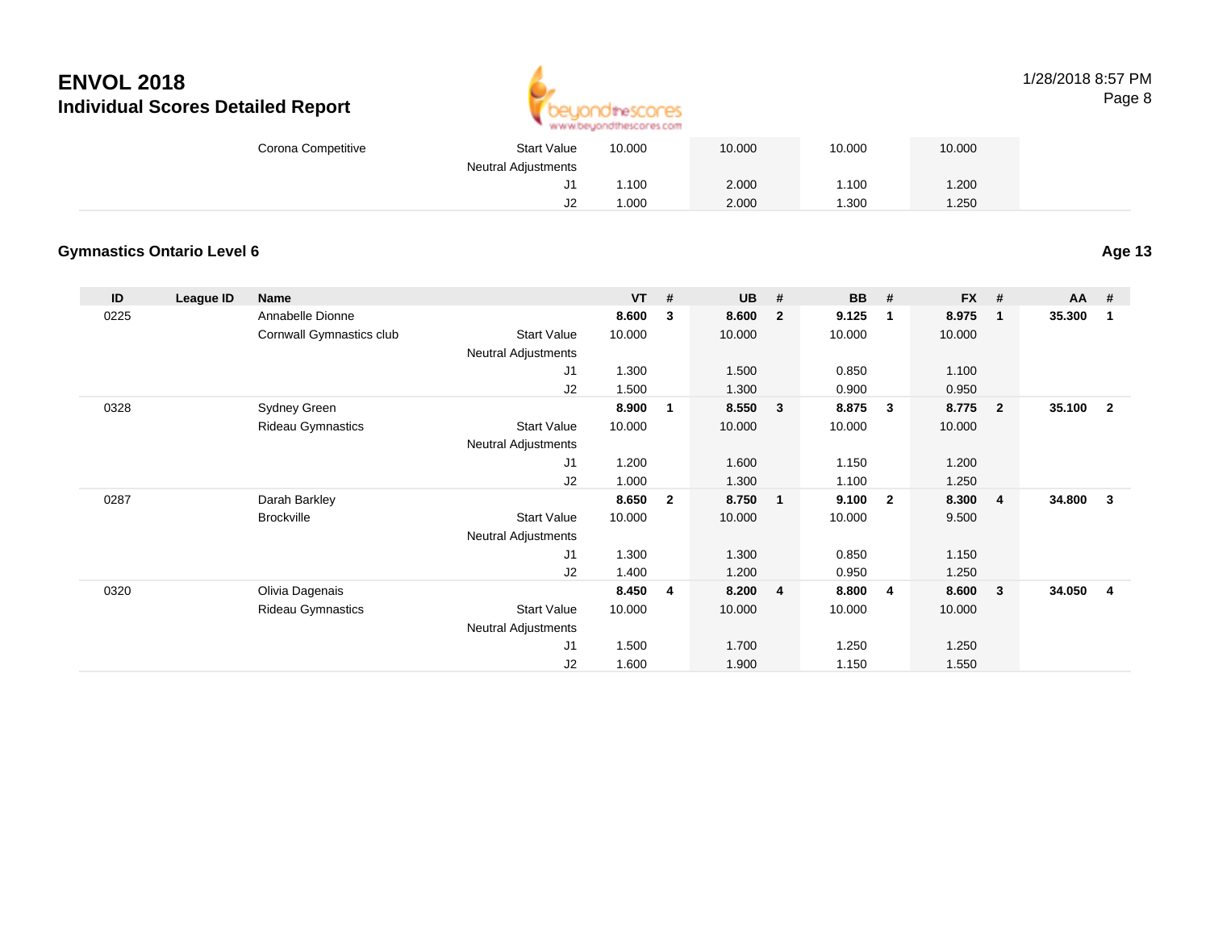# ENVOL 2018

## Individual Scores Detailed Report

| | | | | | VT | | UB | | BB | | FX | | | |
|---|---|---|---|---|---|---|---|---|---|---|---|---|---|---|
| | | Corona Competitive | Start Value | | 10.000 | | 10.000 | | 10.000 | | 10.000 | | | |
| | | | Neutral Adjustments | | | | | | | | | | | |
| | | | J1 | | 1.100 | | 2.000 | | 1.100 | | 1.200 | | | |
| | | | J2 | | 1.000 | | 2.000 | | 1.300 | | 1.250 | | | |

### Gymnastics Ontario Level 6

**Age 13**

| ID | League ID | Name | | VT | # | UB | # | BB | # | FX | # | AA | # |
|---|---|---|---|---|---|---|---|---|---|---|---|---|---|
| 0225 | | Annabelle Dionne | | **8.600** | **3** | **8.600** | **2** | **9.125** | **1** | **8.975** | **1** | **35.300** | **1** |
| | | Cornwall Gymnastics club | Start Value | 10.000 | | 10.000 | | 10.000 | | 10.000 | | | |
| | | | Neutral Adjustments | | | | | | | | | | |
| | | | J1 | 1.300 | | 1.500 | | 0.850 | | 1.100 | | | |
| | | | J2 | 1.500 | | 1.300 | | 0.900 | | 0.950 | | | |
| 0328 | | Sydney Green | | **8.900** | **1** | **8.550** | **3** | **8.875** | **3** | **8.775** | **2** | **35.100** | **2** |
| | | Rideau Gymnastics | Start Value | 10.000 | | 10.000 | | 10.000 | | 10.000 | | | |
| | | | Neutral Adjustments | | | | | | | | | | |
| | | | J1 | 1.200 | | 1.600 | | 1.150 | | 1.200 | | | |
| | | | J2 | 1.000 | | 1.300 | | 1.100 | | 1.250 | | | |
| 0287 | | Darah Barkley | | **8.650** | **2** | **8.750** | **1** | **9.100** | **2** | **8.300** | **4** | **34.800** | **3** |
| | | Brockville | Start Value | 10.000 | | 10.000 | | 10.000 | | 9.500 | | | |
| | | | Neutral Adjustments | | | | | | | | | | |
| | | | J1 | 1.300 | | 1.300 | | 0.850 | | 1.150 | | | |
| | | | J2 | 1.400 | | 1.200 | | 0.950 | | 1.250 | | | |
| 0320 | | Olivia Dagenais | | **8.450** | **4** | **8.200** | **4** | **8.800** | **4** | **8.600** | **3** | **34.050** | **4** |
| | | Rideau Gymnastics | Start Value | 10.000 | | 10.000 | | 10.000 | | 10.000 | | | |
| | | | Neutral Adjustments | | | | | | | | | | |
| | | | J1 | 1.500 | | 1.700 | | 1.250 | | 1.250 | | | |
| | | | J2 | 1.600 | | 1.900 | | 1.150 | | 1.550 | | | |